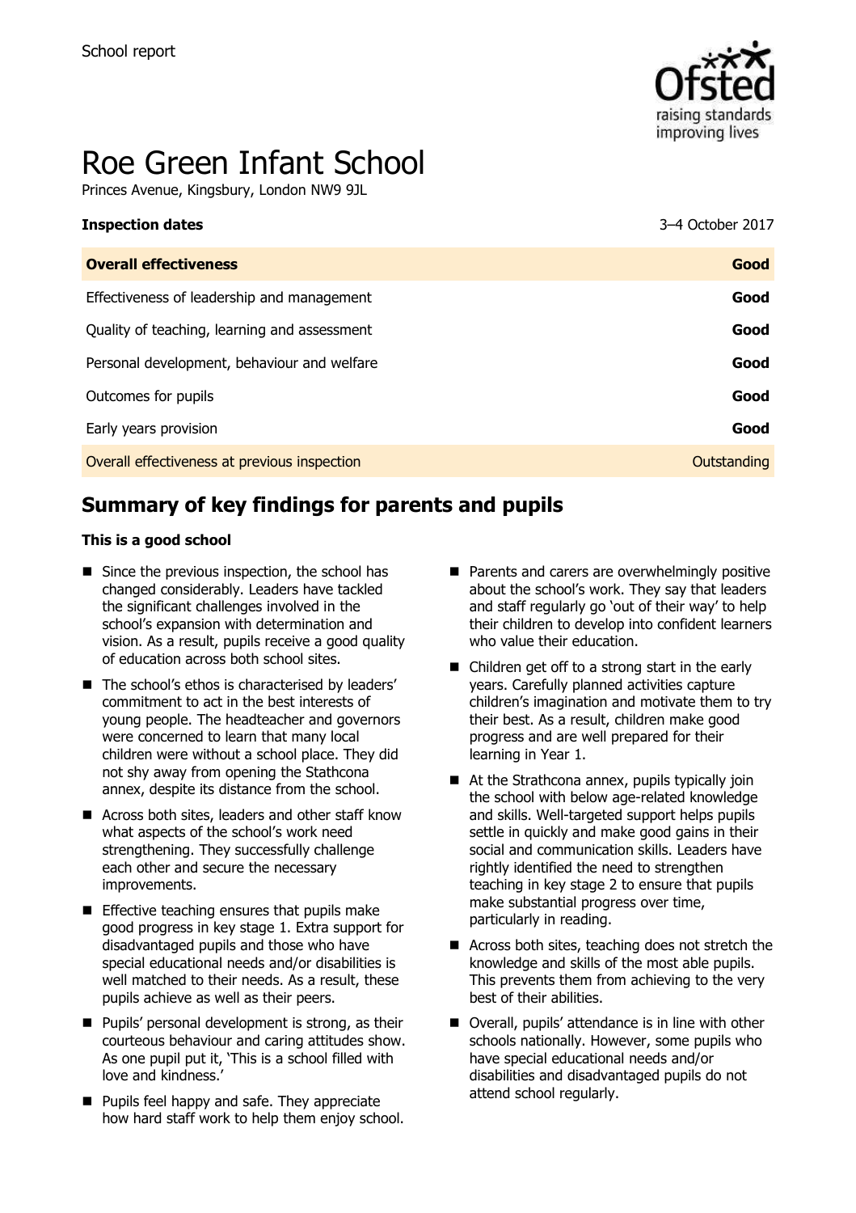School report

# Roe Green Infant School

Princes Avenue, Kingsbury, London NW9 9JL

| **Inspection dates** | 3–4 October 2017 |
| --- | --- |
| **Overall effectiveness** | **Good** |
| Effectiveness of leadership and management | **Good** |
| Quality of teaching, learning and assessment | **Good** |
| Personal development, behaviour and welfare | **Good** |
| Outcomes for pupils | **Good** |
| Early years provision | **Good** |
| Overall effectiveness at previous inspection | Outstanding |

## Summary of key findings for parents and pupils

**This is a good school**

- Since the previous inspection, the school has changed considerably. Leaders have tackled the significant challenges involved in the school's expansion with determination and vision. As a result, pupils receive a good quality of education across both school sites.
- The school's ethos is characterised by leaders' commitment to act in the best interests of young people. The headteacher and governors were concerned to learn that many local children were without a school place. They did not shy away from opening the Stathcona annex, despite its distance from the school.
- Across both sites, leaders and other staff know what aspects of the school's work need strengthening. They successfully challenge each other and secure the necessary improvements.
- Effective teaching ensures that pupils make good progress in key stage 1. Extra support for disadvantaged pupils and those who have special educational needs and/or disabilities is well matched to their needs. As a result, these pupils achieve as well as their peers.
- Pupils' personal development is strong, as their courteous behaviour and caring attitudes show. As one pupil put it, 'This is a school filled with love and kindness.'
- Pupils feel happy and safe. They appreciate how hard staff work to help them enjoy school.
- Parents and carers are overwhelmingly positive about the school's work. They say that leaders and staff regularly go 'out of their way' to help their children to develop into confident learners who value their education.
- Children get off to a strong start in the early years. Carefully planned activities capture children's imagination and motivate them to try their best. As a result, children make good progress and are well prepared for their learning in Year 1.
- At the Strathcona annex, pupils typically join the school with below age-related knowledge and skills. Well-targeted support helps pupils settle in quickly and make good gains in their social and communication skills. Leaders have rightly identified the need to strengthen teaching in key stage 2 to ensure that pupils make substantial progress over time, particularly in reading.
- Across both sites, teaching does not stretch the knowledge and skills of the most able pupils. This prevents them from achieving to the very best of their abilities.
- Overall, pupils' attendance is in line with other schools nationally. However, some pupils who have special educational needs and/or disabilities and disadvantaged pupils do not attend school regularly.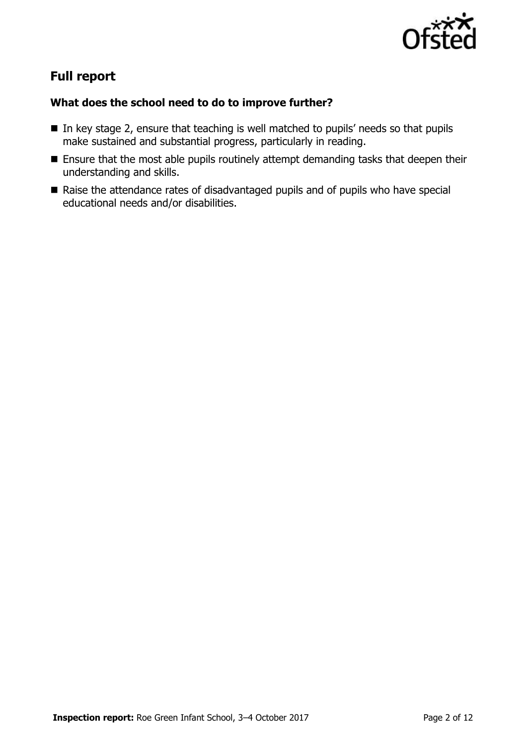## Full report

### What does the school need to do to improve further?

- In key stage 2, ensure that teaching is well matched to pupils' needs so that pupils make sustained and substantial progress, particularly in reading.
- Ensure that the most able pupils routinely attempt demanding tasks that deepen their understanding and skills.
- Raise the attendance rates of disadvantaged pupils and of pupils who have special educational needs and/or disabilities.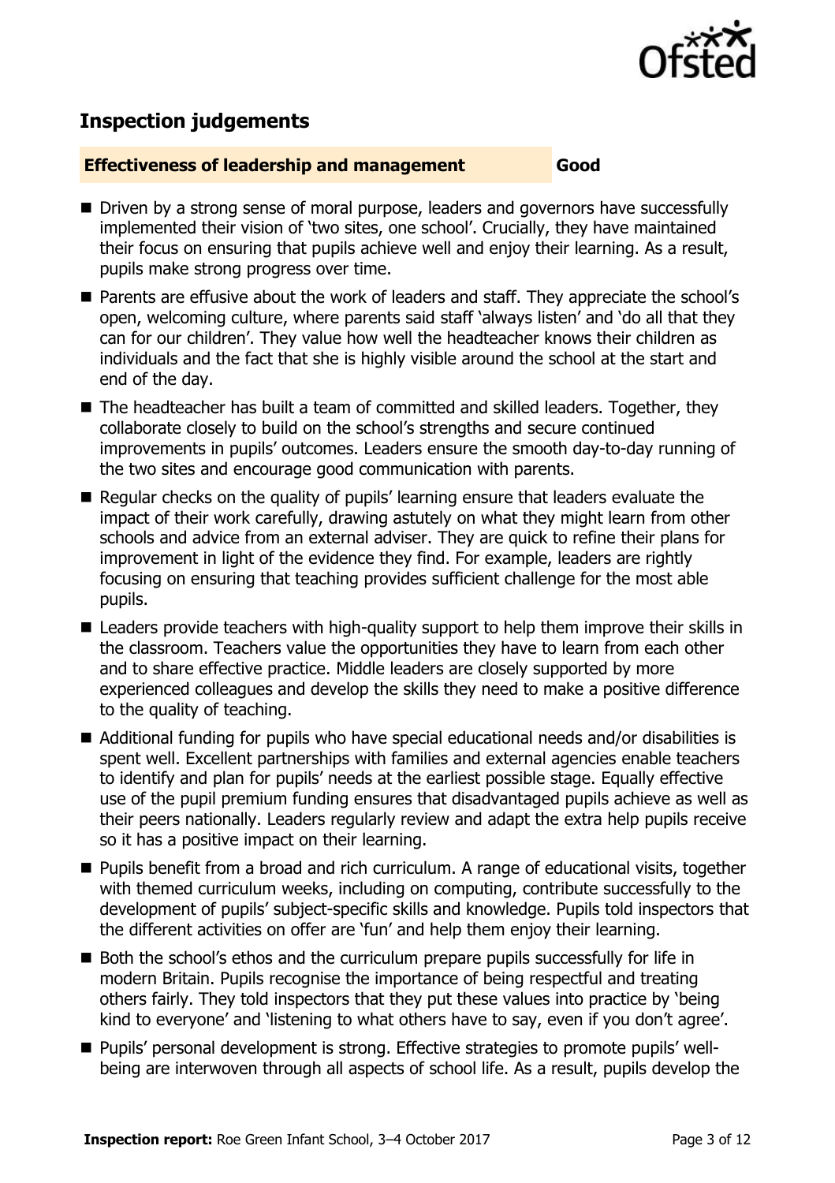## Inspection judgements

**Effectiveness of leadership and management** **Good**

- Driven by a strong sense of moral purpose, leaders and governors have successfully implemented their vision of 'two sites, one school'. Crucially, they have maintained their focus on ensuring that pupils achieve well and enjoy their learning. As a result, pupils make strong progress over time.
- Parents are effusive about the work of leaders and staff. They appreciate the school's open, welcoming culture, where parents said staff 'always listen' and 'do all that they can for our children'. They value how well the headteacher knows their children as individuals and the fact that she is highly visible around the school at the start and end of the day.
- The headteacher has built a team of committed and skilled leaders. Together, they collaborate closely to build on the school's strengths and secure continued improvements in pupils' outcomes. Leaders ensure the smooth day-to-day running of the two sites and encourage good communication with parents.
- Regular checks on the quality of pupils' learning ensure that leaders evaluate the impact of their work carefully, drawing astutely on what they might learn from other schools and advice from an external adviser. They are quick to refine their plans for improvement in light of the evidence they find. For example, leaders are rightly focusing on ensuring that teaching provides sufficient challenge for the most able pupils.
- Leaders provide teachers with high-quality support to help them improve their skills in the classroom. Teachers value the opportunities they have to learn from each other and to share effective practice. Middle leaders are closely supported by more experienced colleagues and develop the skills they need to make a positive difference to the quality of teaching.
- Additional funding for pupils who have special educational needs and/or disabilities is spent well. Excellent partnerships with families and external agencies enable teachers to identify and plan for pupils' needs at the earliest possible stage. Equally effective use of the pupil premium funding ensures that disadvantaged pupils achieve as well as their peers nationally. Leaders regularly review and adapt the extra help pupils receive so it has a positive impact on their learning.
- Pupils benefit from a broad and rich curriculum. A range of educational visits, together with themed curriculum weeks, including on computing, contribute successfully to the development of pupils' subject-specific skills and knowledge. Pupils told inspectors that the different activities on offer are 'fun' and help them enjoy their learning.
- Both the school's ethos and the curriculum prepare pupils successfully for life in modern Britain. Pupils recognise the importance of being respectful and treating others fairly. They told inspectors that they put these values into practice by 'being kind to everyone' and 'listening to what others have to say, even if you don't agree'.
- Pupils' personal development is strong. Effective strategies to promote pupils' well-being are interwoven through all aspects of school life. As a result, pupils develop the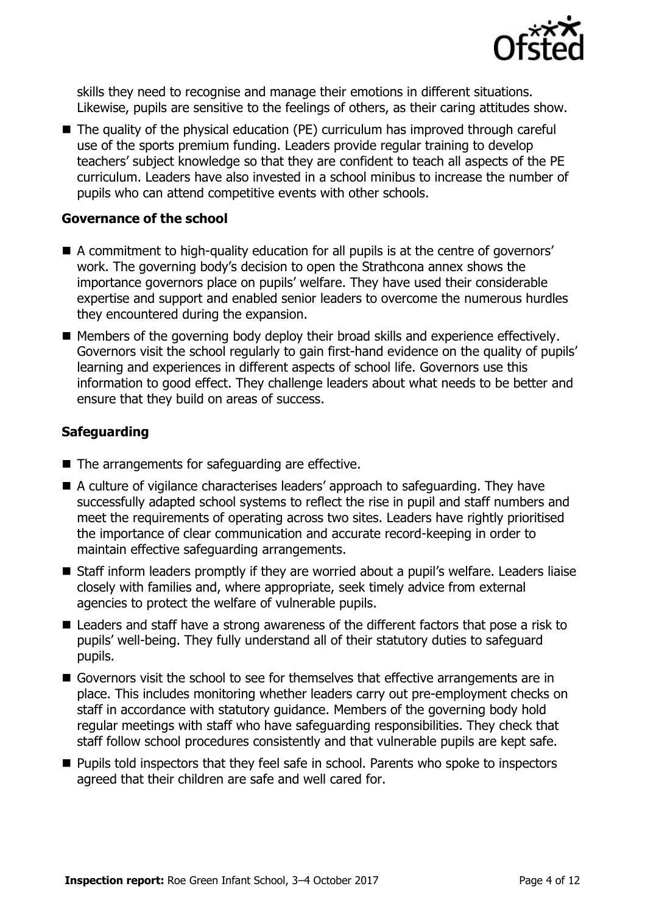skills they need to recognise and manage their emotions in different situations. Likewise, pupils are sensitive to the feelings of others, as their caring attitudes show.

- The quality of the physical education (PE) curriculum has improved through careful use of the sports premium funding. Leaders provide regular training to develop teachers' subject knowledge so that they are confident to teach all aspects of the PE curriculum. Leaders have also invested in a school minibus to increase the number of pupils who can attend competitive events with other schools.

### Governance of the school

- A commitment to high-quality education for all pupils is at the centre of governors' work. The governing body's decision to open the Strathcona annex shows the importance governors place on pupils' welfare. They have used their considerable expertise and support and enabled senior leaders to overcome the numerous hurdles they encountered during the expansion.
- Members of the governing body deploy their broad skills and experience effectively. Governors visit the school regularly to gain first-hand evidence on the quality of pupils' learning and experiences in different aspects of school life. Governors use this information to good effect. They challenge leaders about what needs to be better and ensure that they build on areas of success.

### Safeguarding

- The arrangements for safeguarding are effective.
- A culture of vigilance characterises leaders' approach to safeguarding. They have successfully adapted school systems to reflect the rise in pupil and staff numbers and meet the requirements of operating across two sites. Leaders have rightly prioritised the importance of clear communication and accurate record-keeping in order to maintain effective safeguarding arrangements.
- Staff inform leaders promptly if they are worried about a pupil's welfare. Leaders liaise closely with families and, where appropriate, seek timely advice from external agencies to protect the welfare of vulnerable pupils.
- Leaders and staff have a strong awareness of the different factors that pose a risk to pupils' well-being. They fully understand all of their statutory duties to safeguard pupils.
- Governors visit the school to see for themselves that effective arrangements are in place. This includes monitoring whether leaders carry out pre-employment checks on staff in accordance with statutory guidance. Members of the governing body hold regular meetings with staff who have safeguarding responsibilities. They check that staff follow school procedures consistently and that vulnerable pupils are kept safe.
- Pupils told inspectors that they feel safe in school. Parents who spoke to inspectors agreed that their children are safe and well cared for.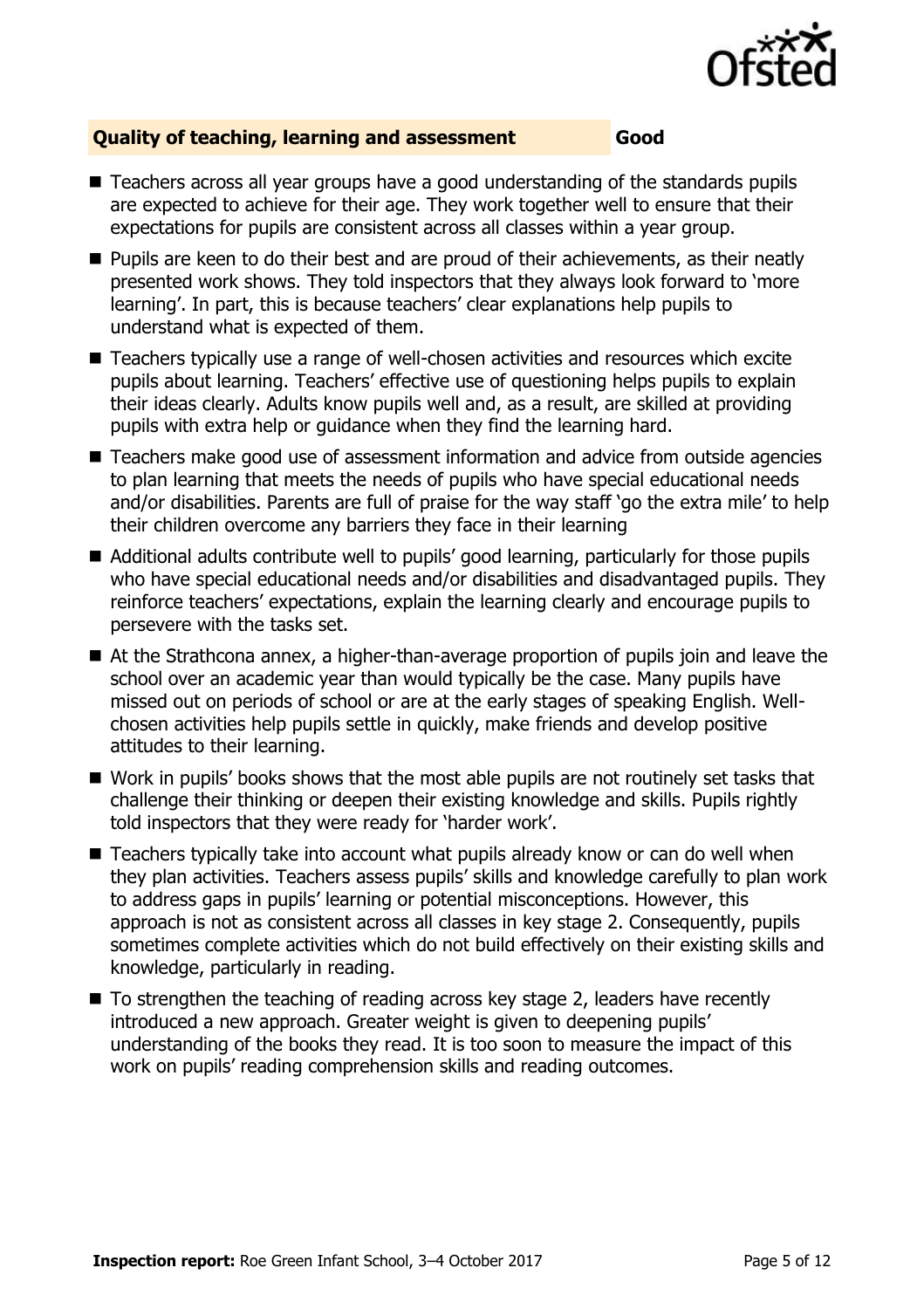## Quality of teaching, learning and assessment — Good

- Teachers across all year groups have a good understanding of the standards pupils are expected to achieve for their age. They work together well to ensure that their expectations for pupils are consistent across all classes within a year group.
- Pupils are keen to do their best and are proud of their achievements, as their neatly presented work shows. They told inspectors that they always look forward to 'more learning'. In part, this is because teachers' clear explanations help pupils to understand what is expected of them.
- Teachers typically use a range of well-chosen activities and resources which excite pupils about learning. Teachers' effective use of questioning helps pupils to explain their ideas clearly. Adults know pupils well and, as a result, are skilled at providing pupils with extra help or guidance when they find the learning hard.
- Teachers make good use of assessment information and advice from outside agencies to plan learning that meets the needs of pupils who have special educational needs and/or disabilities. Parents are full of praise for the way staff 'go the extra mile' to help their children overcome any barriers they face in their learning
- Additional adults contribute well to pupils' good learning, particularly for those pupils who have special educational needs and/or disabilities and disadvantaged pupils. They reinforce teachers' expectations, explain the learning clearly and encourage pupils to persevere with the tasks set.
- At the Strathcona annex, a higher-than-average proportion of pupils join and leave the school over an academic year than would typically be the case. Many pupils have missed out on periods of school or are at the early stages of speaking English. Well-chosen activities help pupils settle in quickly, make friends and develop positive attitudes to their learning.
- Work in pupils' books shows that the most able pupils are not routinely set tasks that challenge their thinking or deepen their existing knowledge and skills. Pupils rightly told inspectors that they were ready for 'harder work'.
- Teachers typically take into account what pupils already know or can do well when they plan activities. Teachers assess pupils' skills and knowledge carefully to plan work to address gaps in pupils' learning or potential misconceptions. However, this approach is not as consistent across all classes in key stage 2. Consequently, pupils sometimes complete activities which do not build effectively on their existing skills and knowledge, particularly in reading.
- To strengthen the teaching of reading across key stage 2, leaders have recently introduced a new approach. Greater weight is given to deepening pupils' understanding of the books they read. It is too soon to measure the impact of this work on pupils' reading comprehension skills and reading outcomes.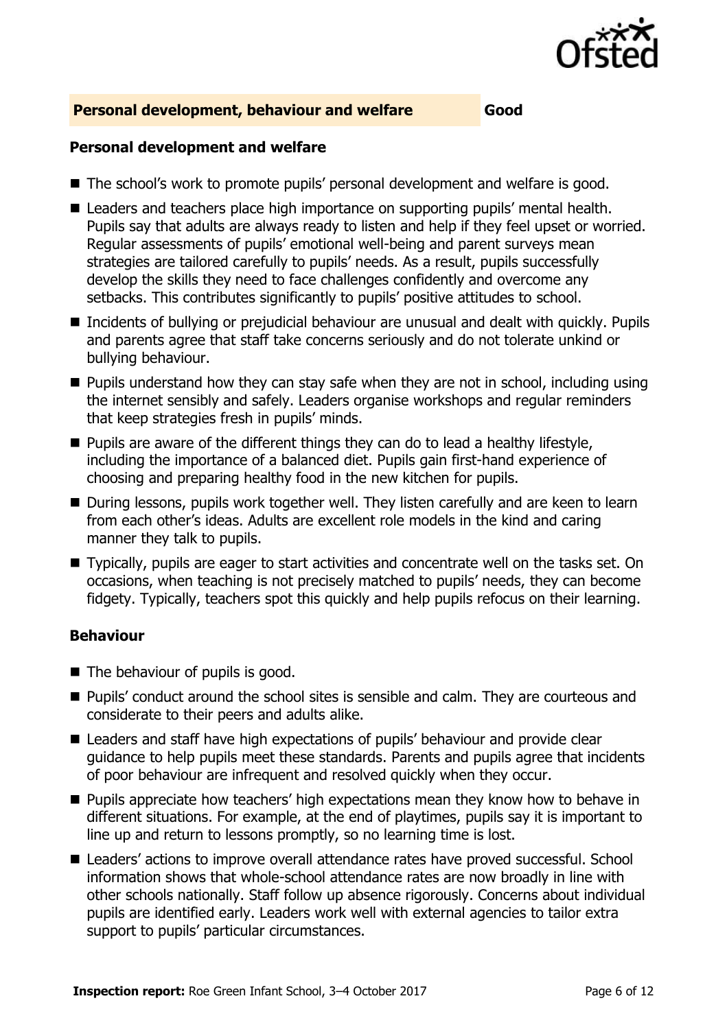## Personal development, behaviour and welfare — Good

### Personal development and welfare

- The school's work to promote pupils' personal development and welfare is good.
- Leaders and teachers place high importance on supporting pupils' mental health. Pupils say that adults are always ready to listen and help if they feel upset or worried. Regular assessments of pupils' emotional well-being and parent surveys mean strategies are tailored carefully to pupils' needs. As a result, pupils successfully develop the skills they need to face challenges confidently and overcome any setbacks. This contributes significantly to pupils' positive attitudes to school.
- Incidents of bullying or prejudicial behaviour are unusual and dealt with quickly. Pupils and parents agree that staff take concerns seriously and do not tolerate unkind or bullying behaviour.
- Pupils understand how they can stay safe when they are not in school, including using the internet sensibly and safely. Leaders organise workshops and regular reminders that keep strategies fresh in pupils' minds.
- Pupils are aware of the different things they can do to lead a healthy lifestyle, including the importance of a balanced diet. Pupils gain first-hand experience of choosing and preparing healthy food in the new kitchen for pupils.
- During lessons, pupils work together well. They listen carefully and are keen to learn from each other's ideas. Adults are excellent role models in the kind and caring manner they talk to pupils.
- Typically, pupils are eager to start activities and concentrate well on the tasks set. On occasions, when teaching is not precisely matched to pupils' needs, they can become fidgety. Typically, teachers spot this quickly and help pupils refocus on their learning.

### Behaviour

- The behaviour of pupils is good.
- Pupils' conduct around the school sites is sensible and calm. They are courteous and considerate to their peers and adults alike.
- Leaders and staff have high expectations of pupils' behaviour and provide clear guidance to help pupils meet these standards. Parents and pupils agree that incidents of poor behaviour are infrequent and resolved quickly when they occur.
- Pupils appreciate how teachers' high expectations mean they know how to behave in different situations. For example, at the end of playtimes, pupils say it is important to line up and return to lessons promptly, so no learning time is lost.
- Leaders' actions to improve overall attendance rates have proved successful. School information shows that whole-school attendance rates are now broadly in line with other schools nationally. Staff follow up absence rigorously. Concerns about individual pupils are identified early. Leaders work well with external agencies to tailor extra support to pupils' particular circumstances.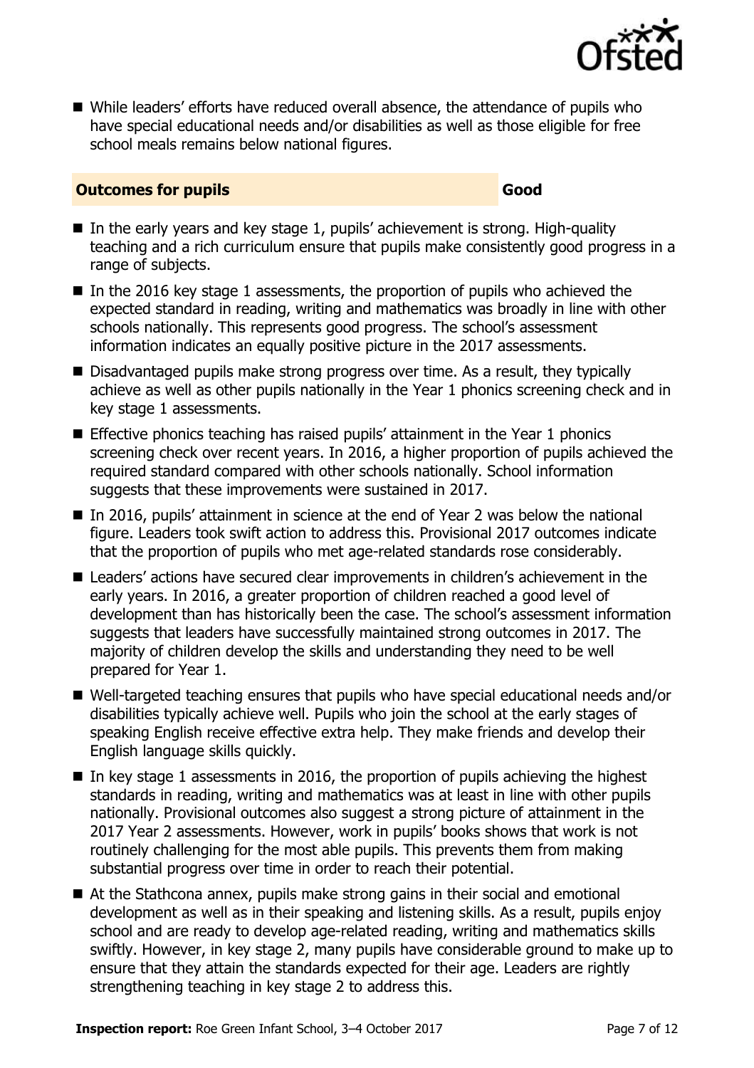- While leaders' efforts have reduced overall absence, the attendance of pupils who have special educational needs and/or disabilities as well as those eligible for free school meals remains below national figures.

### Outcomes for pupils — Good

- In the early years and key stage 1, pupils' achievement is strong. High-quality teaching and a rich curriculum ensure that pupils make consistently good progress in a range of subjects.
- In the 2016 key stage 1 assessments, the proportion of pupils who achieved the expected standard in reading, writing and mathematics was broadly in line with other schools nationally. This represents good progress. The school's assessment information indicates an equally positive picture in the 2017 assessments.
- Disadvantaged pupils make strong progress over time. As a result, they typically achieve as well as other pupils nationally in the Year 1 phonics screening check and in key stage 1 assessments.
- Effective phonics teaching has raised pupils' attainment in the Year 1 phonics screening check over recent years. In 2016, a higher proportion of pupils achieved the required standard compared with other schools nationally. School information suggests that these improvements were sustained in 2017.
- In 2016, pupils' attainment in science at the end of Year 2 was below the national figure. Leaders took swift action to address this. Provisional 2017 outcomes indicate that the proportion of pupils who met age-related standards rose considerably.
- Leaders' actions have secured clear improvements in children's achievement in the early years. In 2016, a greater proportion of children reached a good level of development than has historically been the case. The school's assessment information suggests that leaders have successfully maintained strong outcomes in 2017. The majority of children develop the skills and understanding they need to be well prepared for Year 1.
- Well-targeted teaching ensures that pupils who have special educational needs and/or disabilities typically achieve well. Pupils who join the school at the early stages of speaking English receive effective extra help. They make friends and develop their English language skills quickly.
- In key stage 1 assessments in 2016, the proportion of pupils achieving the highest standards in reading, writing and mathematics was at least in line with other pupils nationally. Provisional outcomes also suggest a strong picture of attainment in the 2017 Year 2 assessments. However, work in pupils' books shows that work is not routinely challenging for the most able pupils. This prevents them from making substantial progress over time in order to reach their potential.
- At the Stathcona annex, pupils make strong gains in their social and emotional development as well as in their speaking and listening skills. As a result, pupils enjoy school and are ready to develop age-related reading, writing and mathematics skills swiftly. However, in key stage 2, many pupils have considerable ground to make up to ensure that they attain the standards expected for their age. Leaders are rightly strengthening teaching in key stage 2 to address this.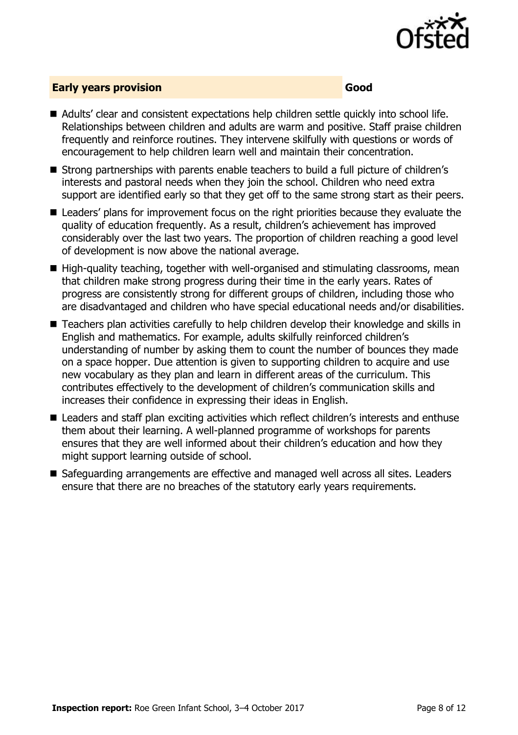## Early years provision — Good

- Adults' clear and consistent expectations help children settle quickly into school life. Relationships between children and adults are warm and positive. Staff praise children frequently and reinforce routines. They intervene skilfully with questions or words of encouragement to help children learn well and maintain their concentration.
- Strong partnerships with parents enable teachers to build a full picture of children's interests and pastoral needs when they join the school. Children who need extra support are identified early so that they get off to the same strong start as their peers.
- Leaders' plans for improvement focus on the right priorities because they evaluate the quality of education frequently. As a result, children's achievement has improved considerably over the last two years. The proportion of children reaching a good level of development is now above the national average.
- High-quality teaching, together with well-organised and stimulating classrooms, mean that children make strong progress during their time in the early years. Rates of progress are consistently strong for different groups of children, including those who are disadvantaged and children who have special educational needs and/or disabilities.
- Teachers plan activities carefully to help children develop their knowledge and skills in English and mathematics. For example, adults skilfully reinforced children's understanding of number by asking them to count the number of bounces they made on a space hopper. Due attention is given to supporting children to acquire and use new vocabulary as they plan and learn in different areas of the curriculum. This contributes effectively to the development of children's communication skills and increases their confidence in expressing their ideas in English.
- Leaders and staff plan exciting activities which reflect children's interests and enthuse them about their learning. A well-planned programme of workshops for parents ensures that they are well informed about their children's education and how they might support learning outside of school.
- Safeguarding arrangements are effective and managed well across all sites. Leaders ensure that there are no breaches of the statutory early years requirements.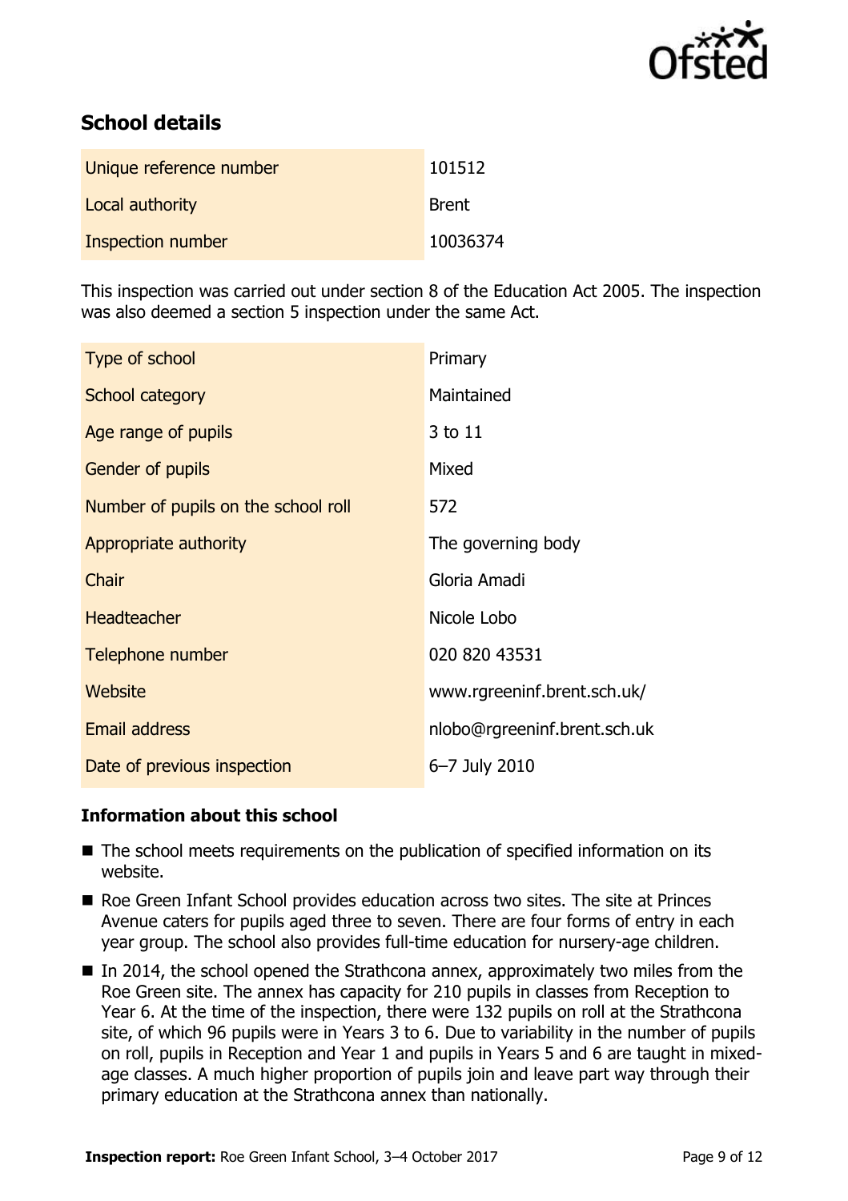## School details

| | |
|---|---|
| Unique reference number | 101512 |
| Local authority | Brent |
| Inspection number | 10036374 |

This inspection was carried out under section 8 of the Education Act 2005. The inspection was also deemed a section 5 inspection under the same Act.

| | |
|---|---|
| Type of school | Primary |
| School category | Maintained |
| Age range of pupils | 3 to 11 |
| Gender of pupils | Mixed |
| Number of pupils on the school roll | 572 |
| Appropriate authority | The governing body |
| Chair | Gloria Amadi |
| Headteacher | Nicole Lobo |
| Telephone number | 020 820 43531 |
| Website | www.rgreeninf.brent.sch.uk/ |
| Email address | nlobo@rgreeninf.brent.sch.uk |
| Date of previous inspection | 6–7 July 2010 |

### Information about this school

- The school meets requirements on the publication of specified information on its website.
- Roe Green Infant School provides education across two sites. The site at Princes Avenue caters for pupils aged three to seven. There are four forms of entry in each year group. The school also provides full-time education for nursery-age children.
- In 2014, the school opened the Strathcona annex, approximately two miles from the Roe Green site. The annex has capacity for 210 pupils in classes from Reception to Year 6. At the time of the inspection, there were 132 pupils on roll at the Strathcona site, of which 96 pupils were in Years 3 to 6. Due to variability in the number of pupils on roll, pupils in Reception and Year 1 and pupils in Years 5 and 6 are taught in mixed-age classes. A much higher proportion of pupils join and leave part way through their primary education at the Strathcona annex than nationally.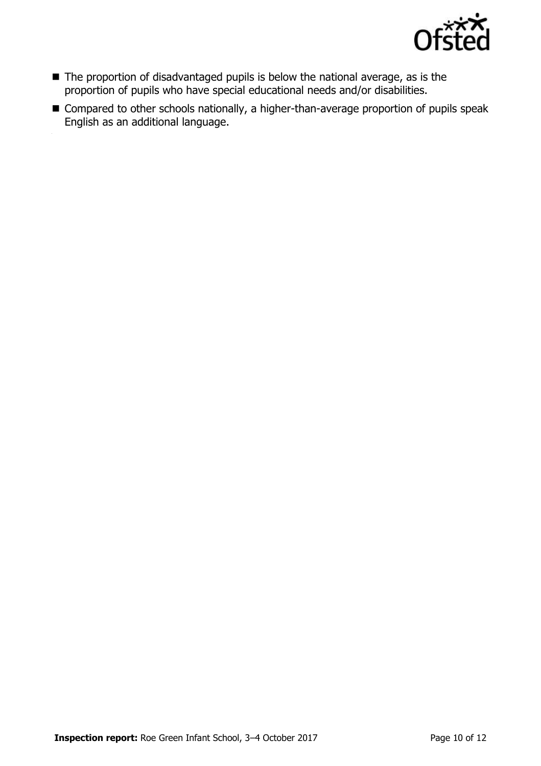- The proportion of disadvantaged pupils is below the national average, as is the proportion of pupils who have special educational needs and/or disabilities.
- Compared to other schools nationally, a higher-than-average proportion of pupils speak English as an additional language.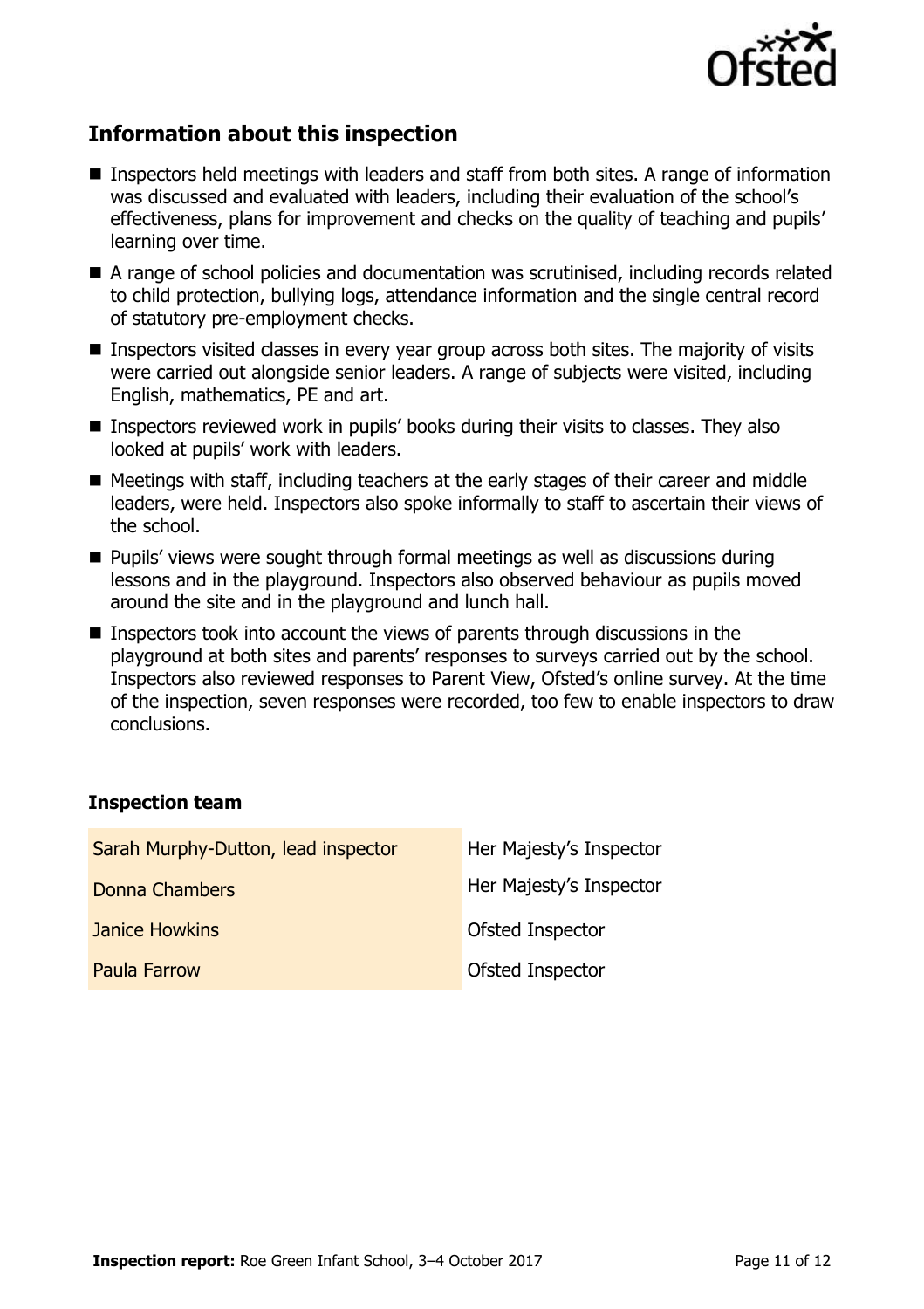## Information about this inspection

- Inspectors held meetings with leaders and staff from both sites. A range of information was discussed and evaluated with leaders, including their evaluation of the school's effectiveness, plans for improvement and checks on the quality of teaching and pupils' learning over time.
- A range of school policies and documentation was scrutinised, including records related to child protection, bullying logs, attendance information and the single central record of statutory pre-employment checks.
- Inspectors visited classes in every year group across both sites. The majority of visits were carried out alongside senior leaders. A range of subjects were visited, including English, mathematics, PE and art.
- Inspectors reviewed work in pupils' books during their visits to classes. They also looked at pupils' work with leaders.
- Meetings with staff, including teachers at the early stages of their career and middle leaders, were held. Inspectors also spoke informally to staff to ascertain their views of the school.
- Pupils' views were sought through formal meetings as well as discussions during lessons and in the playground. Inspectors also observed behaviour as pupils moved around the site and in the playground and lunch hall.
- Inspectors took into account the views of parents through discussions in the playground at both sites and parents' responses to surveys carried out by the school. Inspectors also reviewed responses to Parent View, Ofsted's online survey. At the time of the inspection, seven responses were recorded, too few to enable inspectors to draw conclusions.

### Inspection team

| | |
|---|---|
| Sarah Murphy-Dutton, lead inspector | Her Majesty's Inspector |
| Donna Chambers | Her Majesty's Inspector |
| Janice Howkins | Ofsted Inspector |
| Paula Farrow | Ofsted Inspector |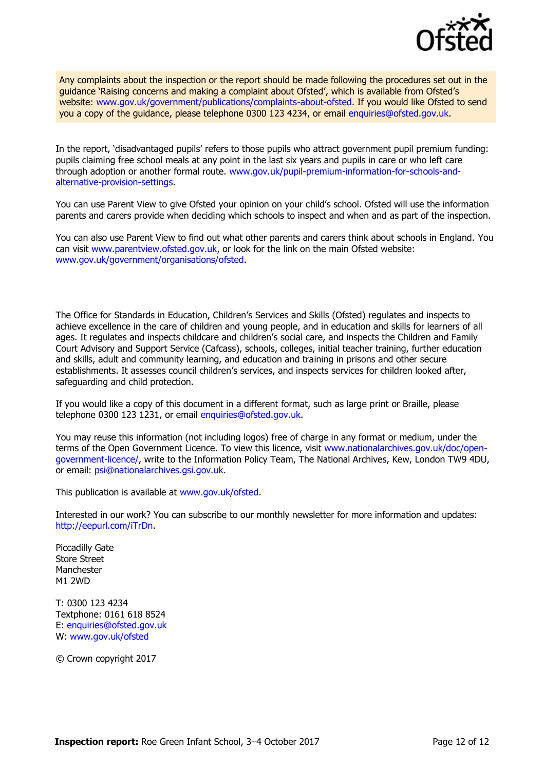Any complaints about the inspection or the report should be made following the procedures set out in the guidance 'Raising concerns and making a complaint about Ofsted', which is available from Ofsted's website: www.gov.uk/government/publications/complaints-about-ofsted. If you would like Ofsted to send you a copy of the guidance, please telephone 0300 123 4234, or email enquiries@ofsted.gov.uk.

In the report, 'disadvantaged pupils' refers to those pupils who attract government pupil premium funding: pupils claiming free school meals at any point in the last six years and pupils in care or who left care through adoption or another formal route. www.gov.uk/pupil-premium-information-for-schools-and-alternative-provision-settings.

You can use Parent View to give Ofsted your opinion on your child's school. Ofsted will use the information parents and carers provide when deciding which schools to inspect and when and as part of the inspection.

You can also use Parent View to find out what other parents and carers think about schools in England. You can visit www.parentview.ofsted.gov.uk, or look for the link on the main Ofsted website: www.gov.uk/government/organisations/ofsted.

The Office for Standards in Education, Children's Services and Skills (Ofsted) regulates and inspects to achieve excellence in the care of children and young people, and in education and skills for learners of all ages. It regulates and inspects childcare and children's social care, and inspects the Children and Family Court Advisory and Support Service (Cafcass), schools, colleges, initial teacher training, further education and skills, adult and community learning, and education and training in prisons and other secure establishments. It assesses council children's services, and inspects services for children looked after, safeguarding and child protection.

If you would like a copy of this document in a different format, such as large print or Braille, please telephone 0300 123 1231, or email enquiries@ofsted.gov.uk.

You may reuse this information (not including logos) free of charge in any format or medium, under the terms of the Open Government Licence. To view this licence, visit www.nationalarchives.gov.uk/doc/open-government-licence/, write to the Information Policy Team, The National Archives, Kew, London TW9 4DU, or email: psi@nationalarchives.gsi.gov.uk.

This publication is available at www.gov.uk/ofsted.

Interested in our work? You can subscribe to our monthly newsletter for more information and updates: http://eepurl.com/iTrDn.

Piccadilly Gate
Store Street
Manchester
M1 2WD

T: 0300 123 4234
Textphone: 0161 618 8524
E: enquiries@ofsted.gov.uk
W: www.gov.uk/ofsted

© Crown copyright 2017